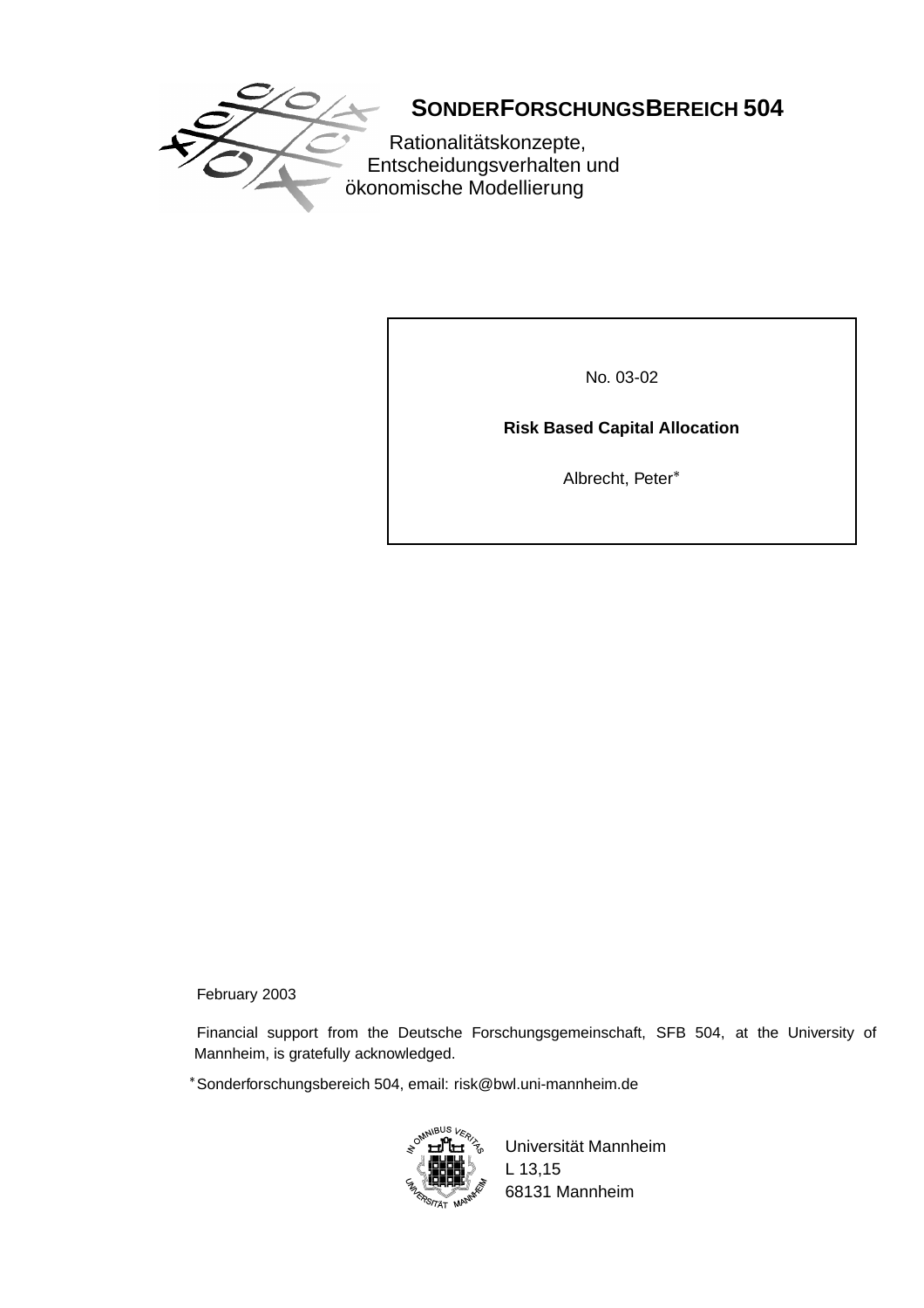# SONDERFORSCHUNGSBEREICH 504

Rationalitätskonzepte,
Entscheidungsverhalten und
ökonomische Modellierung

No. 03-02

**Risk Based Capital Allocation**

Albrecht, Peter*

February 2003

Financial support from the Deutsche Forschungsgemeinschaft, SFB 504, at the University of Mannheim, is gratefully acknowledged.

*Sonderforschungsbereich 504, email: risk@bwl.uni-mannheim.de

Universität Mannheim
L 13,15
68131 Mannheim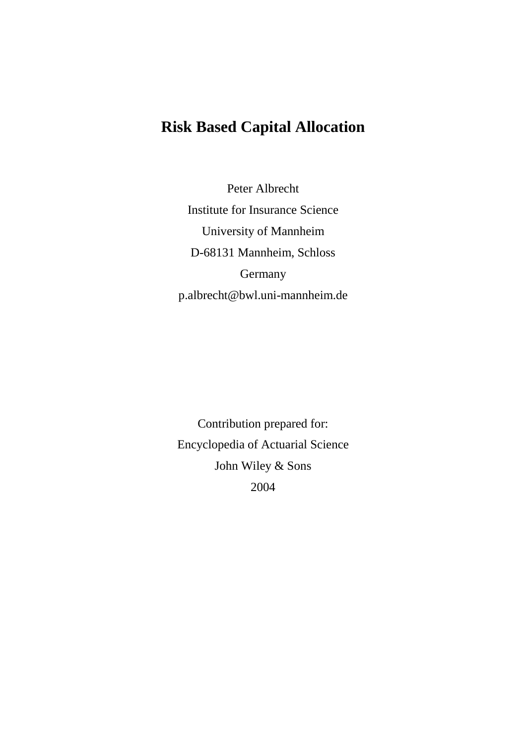# Risk Based Capital Allocation

Peter Albrecht

Institute for Insurance Science

University of Mannheim

D-68131 Mannheim, Schloss

Germany

p.albrecht@bwl.uni-mannheim.de

Contribution prepared for:

Encyclopedia of Actuarial Science

John Wiley & Sons

2004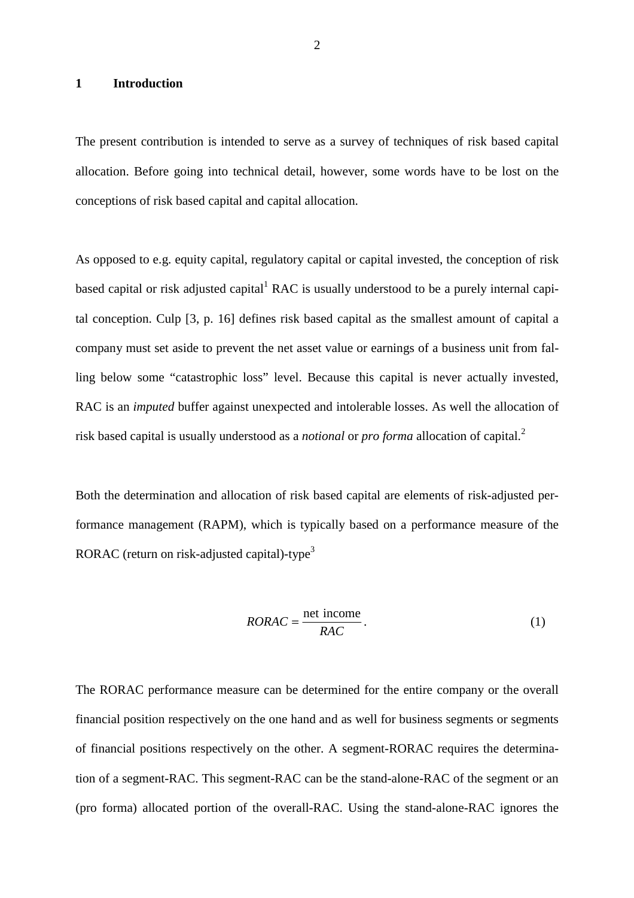# 1 Introduction

The present contribution is intended to serve as a survey of techniques of risk based capital allocation. Before going into technical detail, however, some words have to be lost on the conceptions of risk based capital and capital allocation.

As opposed to e.g. equity capital, regulatory capital or capital invested, the conception of risk based capital or risk adjusted capital[1] RAC is usually understood to be a purely internal capital conception. Culp [3, p. 16] defines risk based capital as the smallest amount of capital a company must set aside to prevent the net asset value or earnings of a business unit from falling below some "catastrophic loss" level. Because this capital is never actually invested, RAC is an *imputed* buffer against unexpected and intolerable losses. As well the allocation of risk based capital is usually understood as a *notional* or *pro forma* allocation of capital.[2]

Both the determination and allocation of risk based capital are elements of risk-adjusted performance management (RAPM), which is typically based on a performance measure of the RORAC (return on risk-adjusted capital)-type[3]

$$RORAC = \frac{\text{net income}}{RAC}. \tag{1}$$

The RORAC performance measure can be determined for the entire company or the overall financial position respectively on the one hand and as well for business segments or segments of financial positions respectively on the other. A segment-RORAC requires the determination of a segment-RAC. This segment-RAC can be the stand-alone-RAC of the segment or an (pro forma) allocated portion of the overall-RAC. Using the stand-alone-RAC ignores the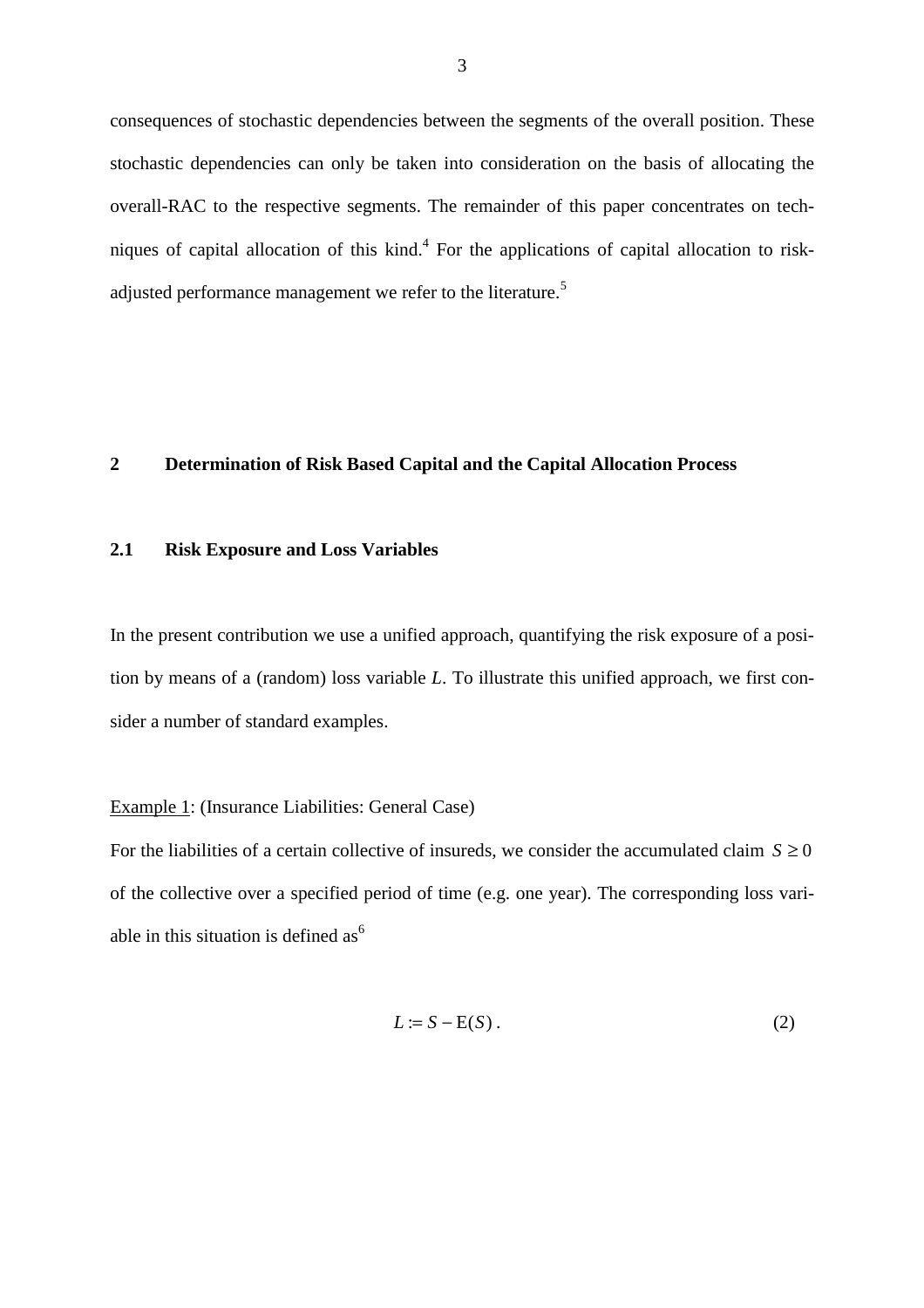consequences of stochastic dependencies between the segments of the overall position. These stochastic dependencies can only be taken into consideration on the basis of allocating the overall-RAC to the respective segments. The remainder of this paper concentrates on techniques of capital allocation of this kind.[4] For the applications of capital allocation to risk-adjusted performance management we refer to the literature.[5]

## 2 Determination of Risk Based Capital and the Capital Allocation Process

### 2.1 Risk Exposure and Loss Variables

In the present contribution we use a unified approach, quantifying the risk exposure of a position by means of a (random) loss variable *L*. To illustrate this unified approach, we first consider a number of standard examples.

Example 1: (Insurance Liabilities: General Case)

For the liabilities of a certain collective of insureds, we consider the accumulated claim $S \geq 0$ of the collective over a specified period of time (e.g. one year). The corresponding loss variable in this situation is defined as[6]

$$L := S - \mathrm{E}(S)\,. \tag{2}$$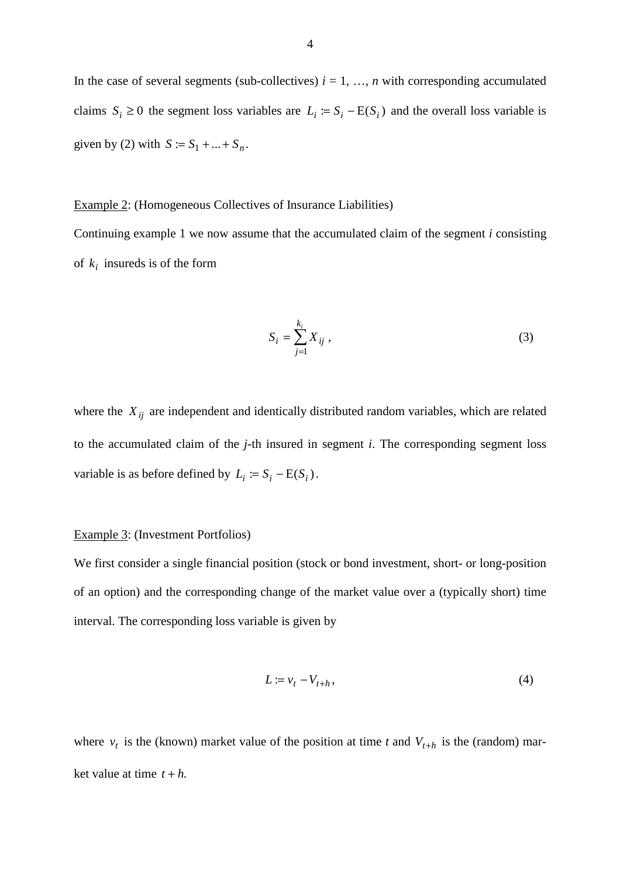In the case of several segments (sub-collectives) $i = 1, \ldots, n$ with corresponding accumulated claims $S_i \geq 0$ the segment loss variables are $L_i := S_i - \mathrm{E}(S_i)$ and the overall loss variable is given by (2) with $S := S_1 + \ldots + S_n$.

Example 2: (Homogeneous Collectives of Insurance Liabilities)

Continuing example 1 we now assume that the accumulated claim of the segment $i$ consisting of $k_i$ insureds is of the form

$$S_i = \sum_{j=1}^{k_i} X_{ij}\,, \tag{3}$$

where the $X_{ij}$ are independent and identically distributed random variables, which are related to the accumulated claim of the $j$-th insured in segment $i$. The corresponding segment loss variable is as before defined by $L_i := S_i - \mathrm{E}(S_i)$.

Example 3: (Investment Portfolios)

We first consider a single financial position (stock or bond investment, short- or long-position of an option) and the corresponding change of the market value over a (typically short) time interval. The corresponding loss variable is given by

$$L := v_t - V_{t+h}\,, \tag{4}$$

where $v_t$ is the (known) market value of the position at time $t$ and $V_{t+h}$ is the (random) market value at time $t + h$.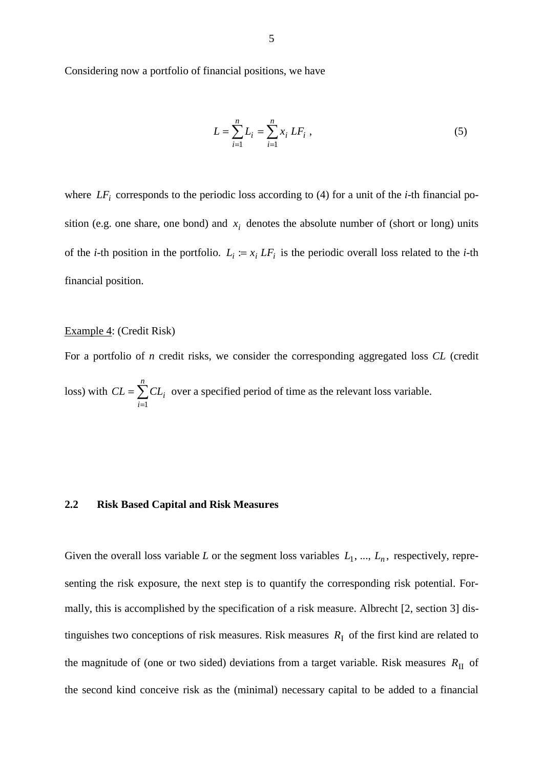Considering now a portfolio of financial positions, we have

$$L = \sum_{i=1}^{n} L_i = \sum_{i=1}^{n} x_i \, LF_i \, , \tag{5}$$

where $LF_i$ corresponds to the periodic loss according to (4) for a unit of the *i*-th financial position (e.g. one share, one bond) and $x_i$ denotes the absolute number of (short or long) units of the *i*-th position in the portfolio. $L_i := x_i \, LF_i$ is the periodic overall loss related to the *i*-th financial position.

Example 4: (Credit Risk)

For a portfolio of *n* credit risks, we consider the corresponding aggregated loss *CL* (credit loss) with $CL = \sum_{i=1}^{n} CL_i$ over a specified period of time as the relevant loss variable.

## 2.2 Risk Based Capital and Risk Measures

Given the overall loss variable *L* or the segment loss variables $L_1, ..., L_n$, respectively, representing the risk exposure, the next step is to quantify the corresponding risk potential. Formally, this is accomplished by the specification of a risk measure. Albrecht [2, section 3] distinguishes two conceptions of risk measures. Risk measures $R_{\text{I}}$ of the first kind are related to the magnitude of (one or two sided) deviations from a target variable. Risk measures $R_{\text{II}}$ of the second kind conceive risk as the (minimal) necessary capital to be added to a financial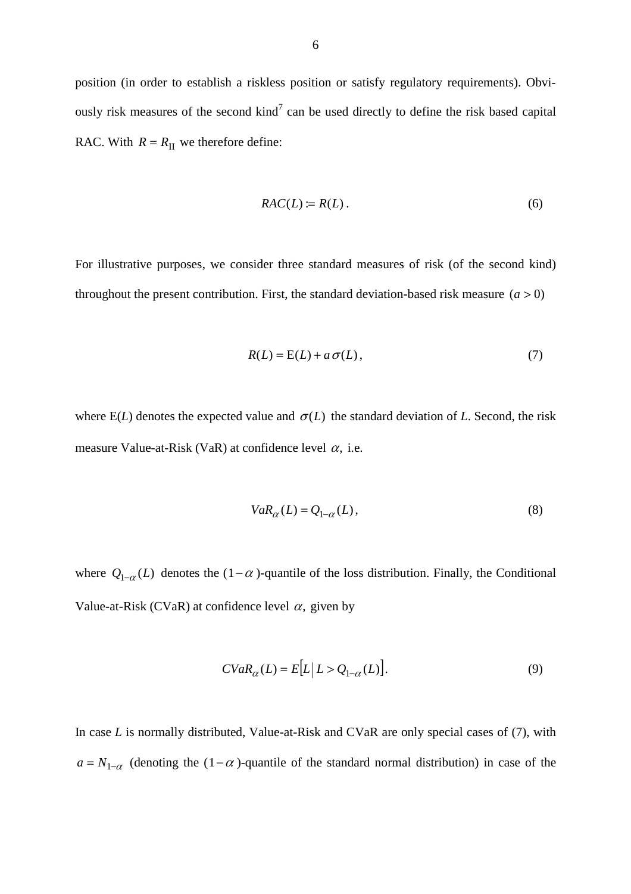position (in order to establish a riskless position or satisfy regulatory requirements). Obviously risk measures of the second kind[7] can be used directly to define the risk based capital RAC. With $R = R_{\text{II}}$ we therefore define:

$$RAC(L) := R(L)\,. \tag{6}$$

For illustrative purposes, we consider three standard measures of risk (of the second kind) throughout the present contribution. First, the standard deviation-based risk measure $(a > 0)$

$$R(L) = \mathrm{E}(L) + a\,\sigma(L)\,, \tag{7}$$

where E($L$) denotes the expected value and $\sigma(L)$ the standard deviation of $L$. Second, the risk measure Value-at-Risk (VaR) at confidence level $\alpha$, i.e.

$$VaR_{\alpha}(L) = Q_{1-\alpha}(L)\,, \tag{8}$$

where $Q_{1-\alpha}(L)$ denotes the $(1-\alpha)$-quantile of the loss distribution. Finally, the Conditional Value-at-Risk (CVaR) at confidence level $\alpha$, given by

$$CVaR_{\alpha}(L) = E\left[L \,\middle|\, L > Q_{1-\alpha}(L)\right]. \tag{9}$$

In case $L$ is normally distributed, Value-at-Risk and CVaR are only special cases of (7), with $a = N_{1-\alpha}$ (denoting the $(1-\alpha)$-quantile of the standard normal distribution) in case of the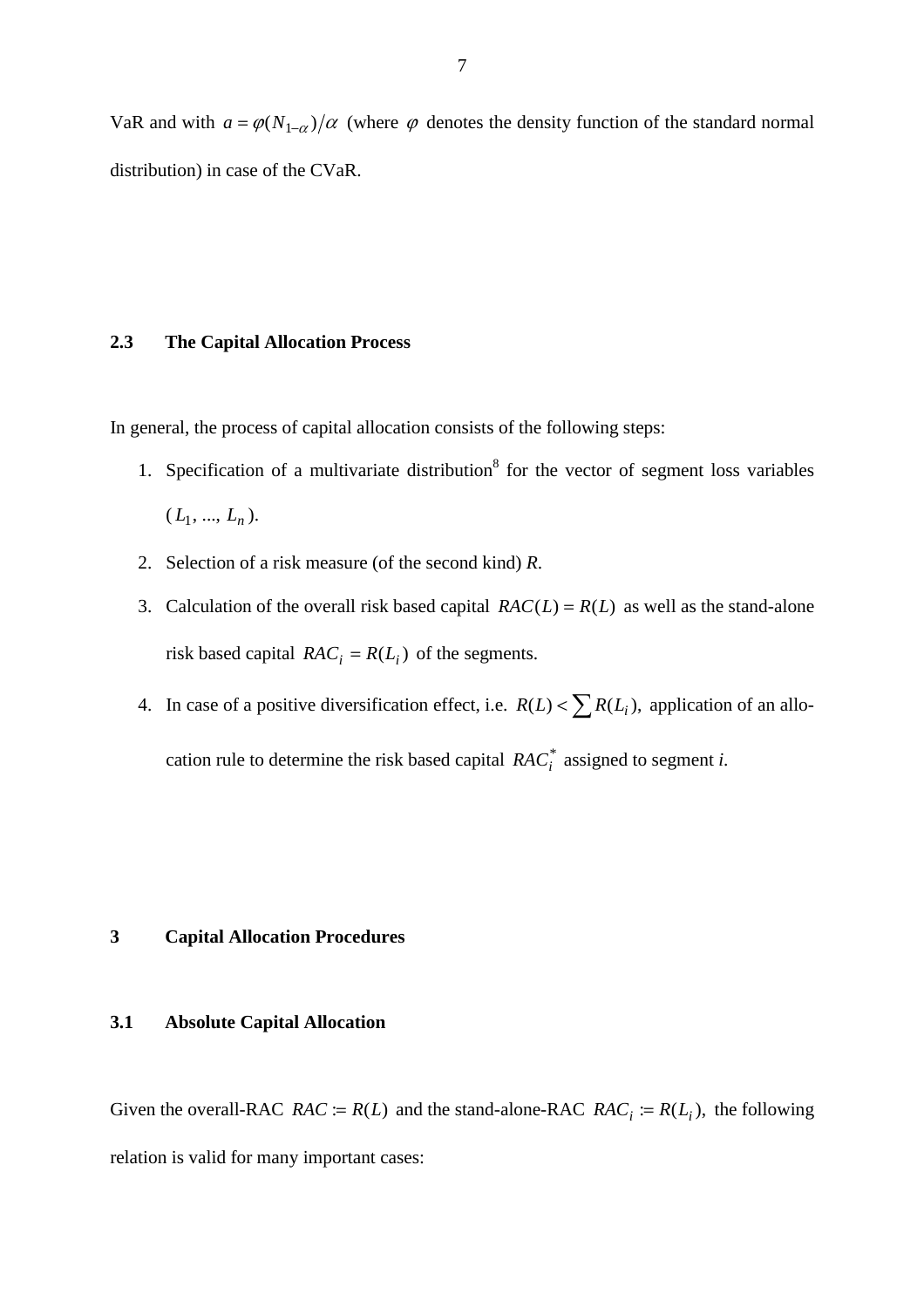VaR and with $a = \varphi(N_{1-\alpha})/\alpha$ (where $\varphi$ denotes the density function of the standard normal distribution) in case of the CVaR.

### 2.3 The Capital Allocation Process

In general, the process of capital allocation consists of the following steps:

1. Specification of a multivariate distribution[8] for the vector of segment loss variables $(L_1, ..., L_n)$.
2. Selection of a risk measure (of the second kind) *R*.
3. Calculation of the overall risk based capital $RAC(L) = R(L)$ as well as the stand-alone risk based capital $RAC_i = R(L_i)$ of the segments.
4. In case of a positive diversification effect, i.e. $R(L) < \sum R(L_i),$ application of an allocation rule to determine the risk based capital $RAC_i^*$ assigned to segment *i*.

## 3 Capital Allocation Procedures

### 3.1 Absolute Capital Allocation

Given the overall-RAC $RAC := R(L)$ and the stand-alone-RAC $RAC_i := R(L_i),$ the following relation is valid for many important cases: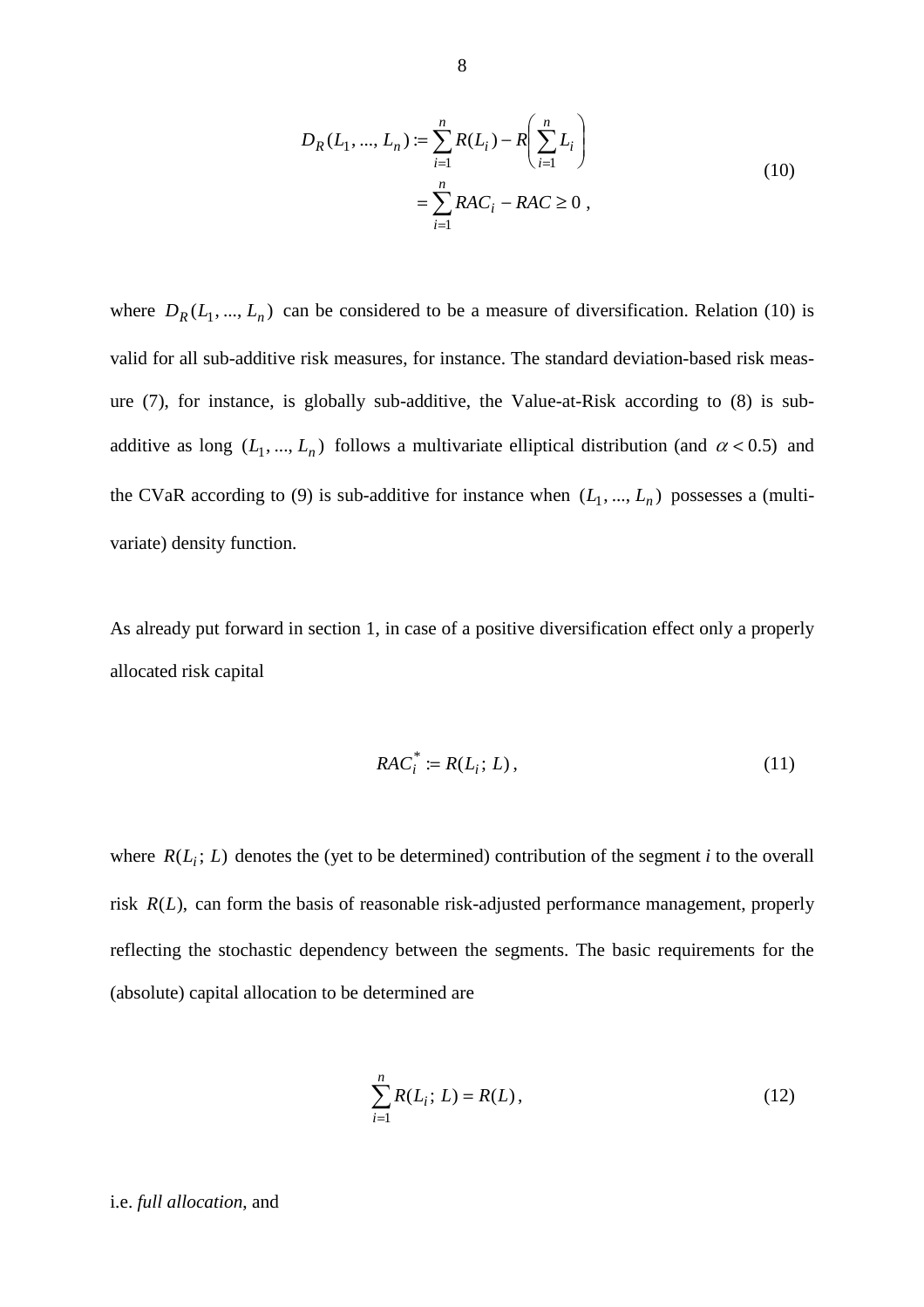$$
\begin{aligned}
D_R(L_1, ..., L_n) &:= \sum_{i=1}^{n} R(L_i) - R\left(\sum_{i=1}^{n} L_i\right) \\
&= \sum_{i=1}^{n} RAC_i - RAC \geq 0 \ ,
\end{aligned}
\tag{10}
$$

where $D_R(L_1, ..., L_n)$ can be considered to be a measure of diversification. Relation (10) is valid for all sub-additive risk measures, for instance. The standard deviation-based risk measure (7), for instance, is globally sub-additive, the Value-at-Risk according to (8) is sub-additive as long $(L_1, ..., L_n)$ follows a multivariate elliptical distribution (and $\alpha < 0.5$) and the CVaR according to (9) is sub-additive for instance when $(L_1, ..., L_n)$ possesses a (multivariate) density function.

As already put forward in section 1, in case of a positive diversification effect only a properly allocated risk capital

$$
RAC_i^* := R(L_i;\, L)\,, \tag{11}
$$

where $R(L_i;\, L)$ denotes the (yet to be determined) contribution of the segment $i$ to the overall risk $R(L)$, can form the basis of reasonable risk-adjusted performance management, properly reflecting the stochastic dependency between the segments. The basic requirements for the (absolute) capital allocation to be determined are

$$
\sum_{i=1}^{n} R(L_i;\, L) = R(L)\,, \tag{12}
$$

i.e. *full allocation*, and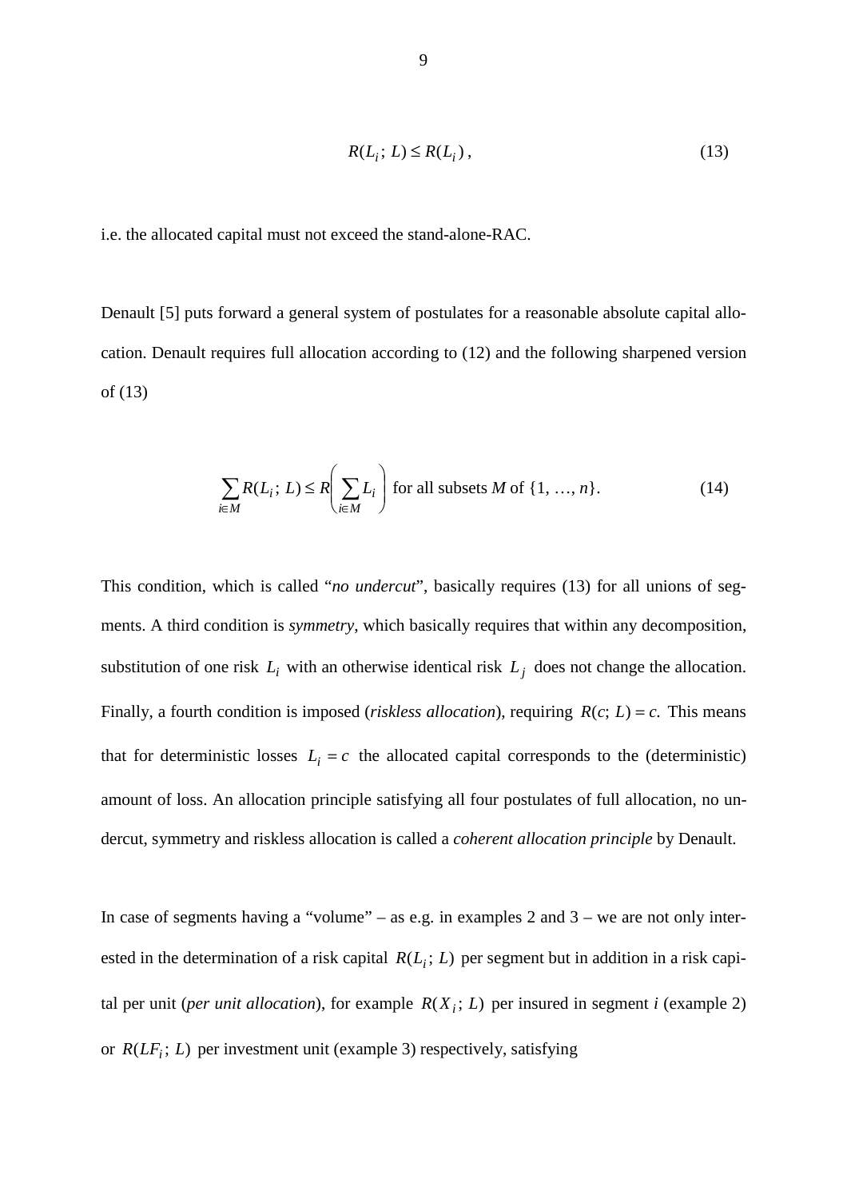$$R(L_i;\, L) \leq R(L_i)\,, \tag{13}$$

i.e. the allocated capital must not exceed the stand-alone-RAC.

Denault [5] puts forward a general system of postulates for a reasonable absolute capital allocation. Denault requires full allocation according to (12) and the following sharpened version of (13)

$$\sum_{i \in M} R(L_i;\, L) \leq R\left(\sum_{i \in M} L_i\right) \text{ for all subsets } M \text{ of } \{1, \ldots, n\}. \tag{14}$$

This condition, which is called "*no undercut*", basically requires (13) for all unions of segments. A third condition is *symmetry*, which basically requires that within any decomposition, substitution of one risk $L_i$ with an otherwise identical risk $L_j$ does not change the allocation. Finally, a fourth condition is imposed (*riskless allocation*), requiring $R(c;\, L) = c.$ This means that for deterministic losses $L_i = c$ the allocated capital corresponds to the (deterministic) amount of loss. An allocation principle satisfying all four postulates of full allocation, no undercut, symmetry and riskless allocation is called a *coherent allocation principle* by Denault.

In case of segments having a "volume" – as e.g. in examples 2 and 3 – we are not only interested in the determination of a risk capital $R(L_i;\, L)$ per segment but in addition in a risk capital per unit (*per unit allocation*), for example $R(X_i;\, L)$ per insured in segment *i* (example 2) or $R(LF_i;\, L)$ per investment unit (example 3) respectively, satisfying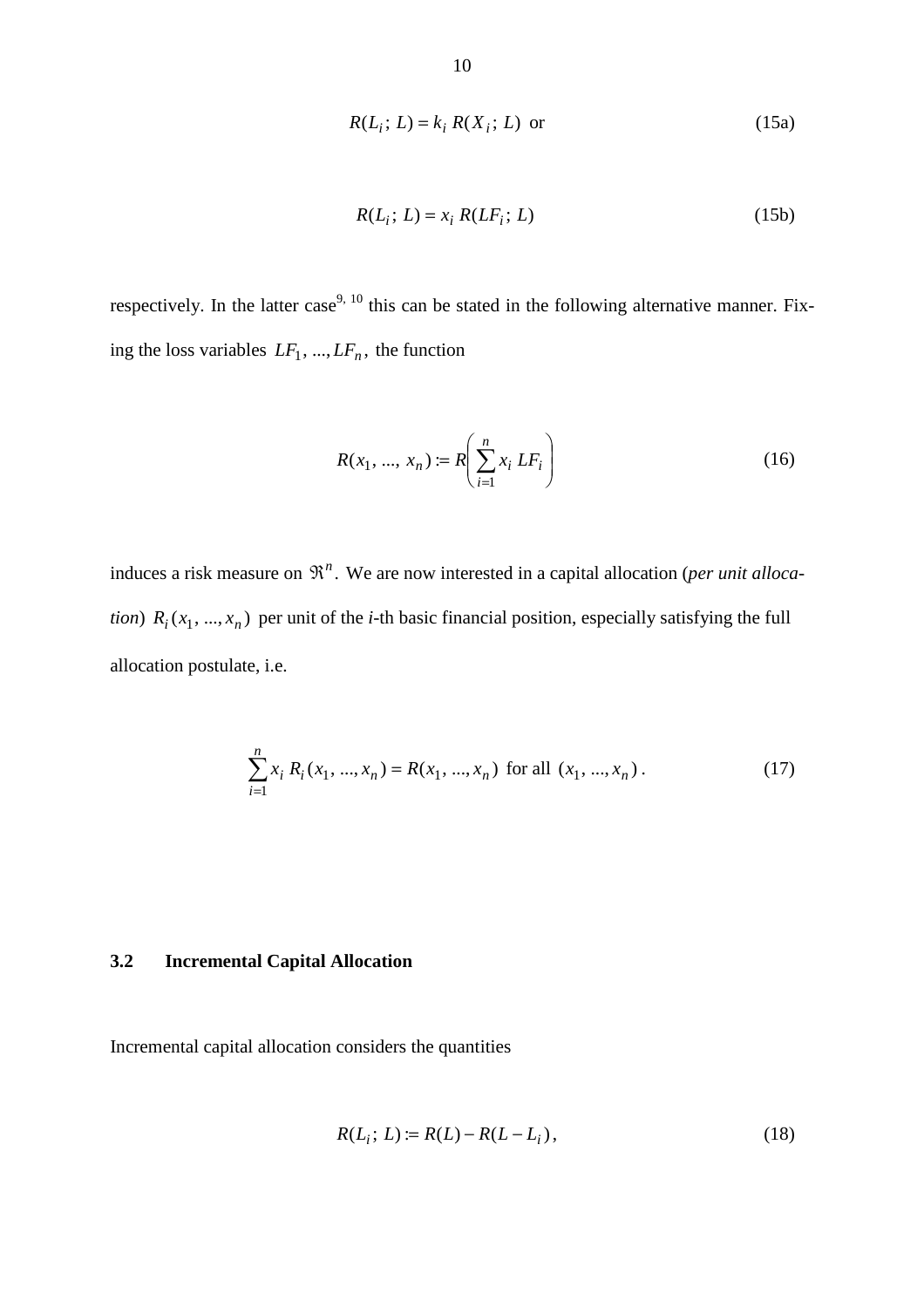$$R(L_i;\, L) = k_i\, R(X_i;\, L) \text{ or} \tag{15a}$$

$$R(L_i;\, L) = x_i\, R(LF_i;\, L) \tag{15b}$$

respectively. In the latter case[9, 10] this can be stated in the following alternative manner. Fixing the loss variables $LF_1, ..., LF_n$, the function

$$R(x_1, ..., x_n) := R\left(\sum_{i=1}^{n} x_i\, LF_i\right) \tag{16}$$

induces a risk measure on $\Re^n$. We are now interested in a capital allocation (*per unit allocation*) $R_i(x_1, ..., x_n)$ per unit of the *i*-th basic financial position, especially satisfying the full allocation postulate, i.e.

$$\sum_{i=1}^{n} x_i\, R_i(x_1, ..., x_n) = R(x_1, ..., x_n) \text{ for all } (x_1, ..., x_n)\,. \tag{17}$$

### 3.2 Incremental Capital Allocation

Incremental capital allocation considers the quantities

$$R(L_i;\, L) := R(L) - R(L - L_i)\,, \tag{18}$$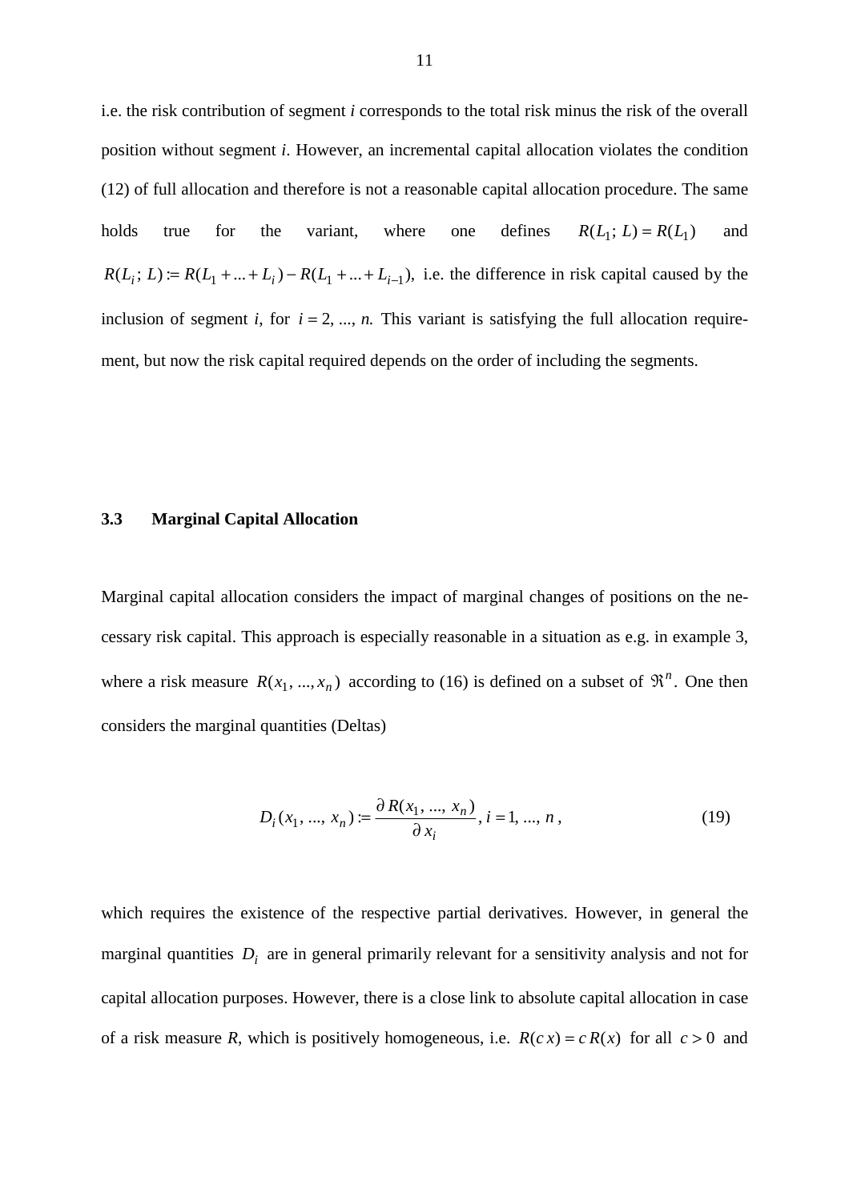i.e. the risk contribution of segment $i$ corresponds to the total risk minus the risk of the overall position without segment $i$. However, an incremental capital allocation violates the condition (12) of full allocation and therefore is not a reasonable capital allocation procedure. The same holds true for the variant, where one defines $R(L_1;\, L) = R(L_1)$ and $R(L_i;\, L) := R(L_1 + ... + L_i) - R(L_1 + ... + L_{i-1})$, i.e. the difference in risk capital caused by the inclusion of segment $i$, for $i = 2, ..., n$. This variant is satisfying the full allocation requirement, but now the risk capital required depends on the order of including the segments.

### 3.3 Marginal Capital Allocation

Marginal capital allocation considers the impact of marginal changes of positions on the necessary risk capital. This approach is especially reasonable in a situation as e.g. in example 3, where a risk measure $R(x_1, ..., x_n)$ according to (16) is defined on a subset of $\Re^n$. One then considers the marginal quantities (Deltas)

$$D_i(x_1, ..., x_n) := \frac{\partial R(x_1, ..., x_n)}{\partial x_i},\ i = 1, ..., n\,, \tag{19}$$

which requires the existence of the respective partial derivatives. However, in general the marginal quantities $D_i$ are in general primarily relevant for a sensitivity analysis and not for capital allocation purposes. However, there is a close link to absolute capital allocation in case of a risk measure $R$, which is positively homogeneous, i.e. $R(c\,x) = c\,R(x)$ for all $c > 0$ and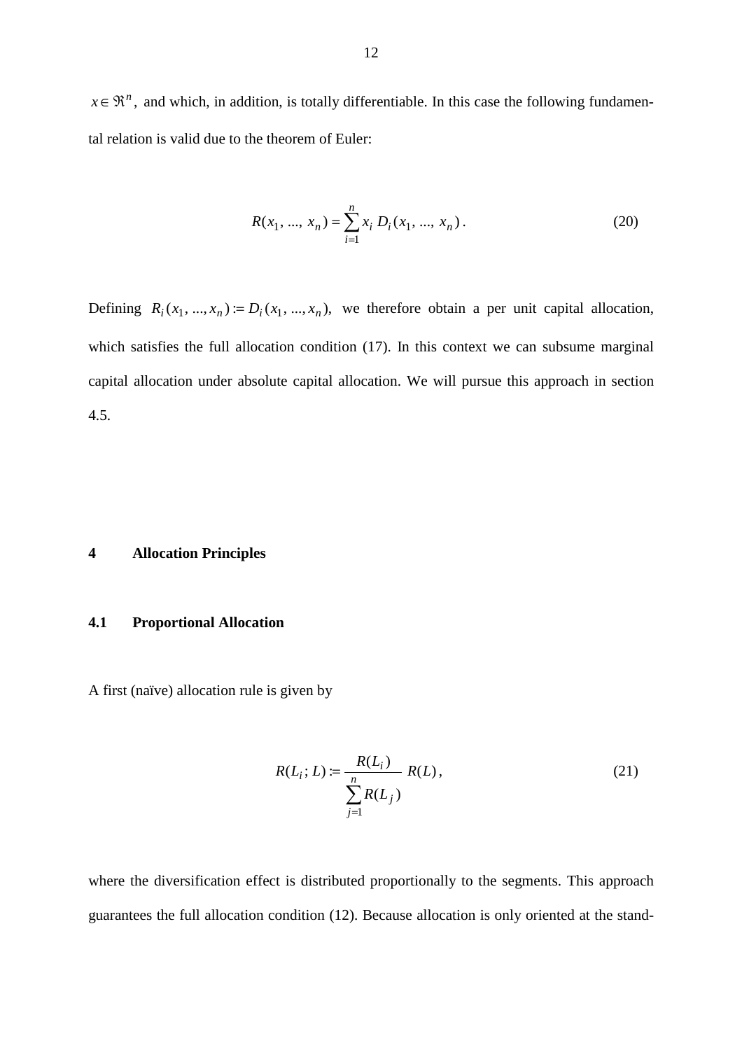$x \in \Re^n$, and which, in addition, is totally differentiable. In this case the following fundamental relation is valid due to the theorem of Euler:

$$R(x_1, ..., x_n) = \sum_{i=1}^{n} x_i \, D_i(x_1, ..., x_n) \, . \tag{20}$$

Defining $R_i(x_1, ..., x_n) := D_i(x_1, ..., x_n)$, we therefore obtain a per unit capital allocation, which satisfies the full allocation condition (17). In this context we can subsume marginal capital allocation under absolute capital allocation. We will pursue this approach in section 4.5.

# 4 Allocation Principles

## 4.1 Proportional Allocation

A first (naïve) allocation rule is given by

$$R(L_i; L) := \frac{R(L_i)}{\sum_{j=1}^{n} R(L_j)} \, R(L) \, , \tag{21}$$

where the diversification effect is distributed proportionally to the segments. This approach guarantees the full allocation condition (12). Because allocation is only oriented at the stand-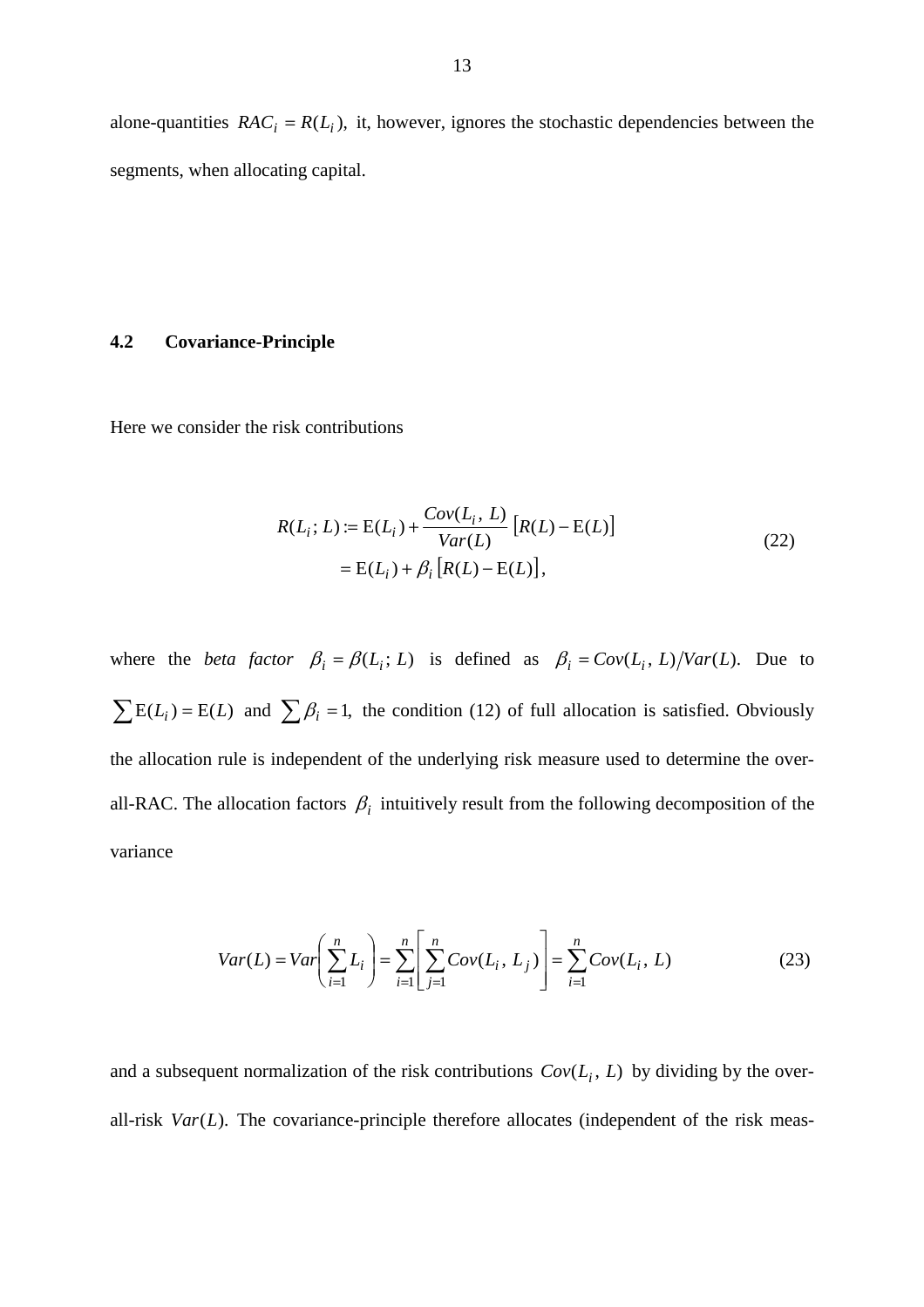alone-quantities $RAC_i = R(L_i)$, it, however, ignores the stochastic dependencies between the segments, when allocating capital.

### 4.2 Covariance-Principle

Here we consider the risk contributions

$$
\begin{aligned}
R(L_i\,;\,L) &:= \mathrm{E}(L_i) + \frac{Cov(L_i,\,L)}{Var(L)}\left[R(L) - \mathrm{E}(L)\right] \\
&= \mathrm{E}(L_i) + \beta_i\left[R(L) - \mathrm{E}(L)\right],
\end{aligned}
\tag{22}
$$

where the *beta factor* $\beta_i = \beta(L_i\,;\,L)$ is defined as $\beta_i = Cov(L_i,\,L)/Var(L).$ Due to $\sum \mathrm{E}(L_i) = \mathrm{E}(L)$ and $\sum \beta_i = 1,$ the condition (12) of full allocation is satisfied. Obviously the allocation rule is independent of the underlying risk measure used to determine the overall-RAC. The allocation factors $\beta_i$ intuitively result from the following decomposition of the variance

$$
Var(L) = Var\left(\sum_{i=1}^{n} L_i\right) = \sum_{i=1}^{n}\left[\sum_{j=1}^{n} Cov(L_i,\,L_j)\right] = \sum_{i=1}^{n} Cov(L_i,\,L) \tag{23}
$$

and a subsequent normalization of the risk contributions $Cov(L_i,\,L)$ by dividing by the overall-risk $Var(L).$ The covariance-principle therefore allocates (independent of the risk meas-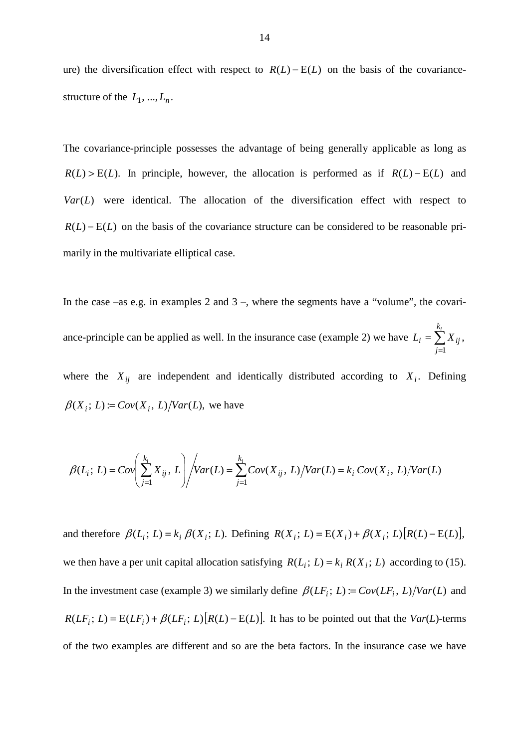ure) the diversification effect with respect to $R(L) - \mathrm{E}(L)$ on the basis of the covariance-structure of the $L_1, ..., L_n$.

The covariance-principle possesses the advantage of being generally applicable as long as $R(L) > \mathrm{E}(L)$. In principle, however, the allocation is performed as if $R(L) - \mathrm{E}(L)$ and $Var(L)$ were identical. The allocation of the diversification effect with respect to $R(L) - \mathrm{E}(L)$ on the basis of the covariance structure can be considered to be reasonable primarily in the multivariate elliptical case.

In the case –as e.g. in examples 2 and 3 –, where the segments have a "volume", the covariance-principle can be applied as well. In the insurance case (example 2) we have $L_i = \sum_{j=1}^{k_i} X_{ij}$, where the $X_{ij}$ are independent and identically distributed according to $X_i$. Defining $\beta(X_i;\, L) := Cov(X_i,\, L)/Var(L)$, we have

$$\beta(L_i;\, L) = Cov\left(\sum_{j=1}^{k_i} X_{ij},\, L\right) \bigg/ Var(L) = \sum_{j=1}^{k_i} Cov(X_{ij},\, L)/Var(L) = k_i\, Cov(X_i,\, L)/Var(L)$$

and therefore $\beta(L_i;\, L) = k_i\, \beta(X_i;\, L)$. Defining $R(X_i;\, L) = \mathrm{E}(X_i) + \beta(X_i;\, L)\left[R(L) - \mathrm{E}(L)\right]$, we then have a per unit capital allocation satisfying $R(L_i;\, L) = k_i\, R(X_i;\, L)$ according to (15). In the investment case (example 3) we similarly define $\beta(LF_i;\, L) := Cov(LF_i,\, L)/Var(L)$ and $R(LF_i;\, L) = \mathrm{E}(LF_i) + \beta(LF_i;\, L)\left[R(L) - \mathrm{E}(L)\right]$. It has to be pointed out that the $Var(L)$-terms of the two examples are different and so are the beta factors. In the insurance case we have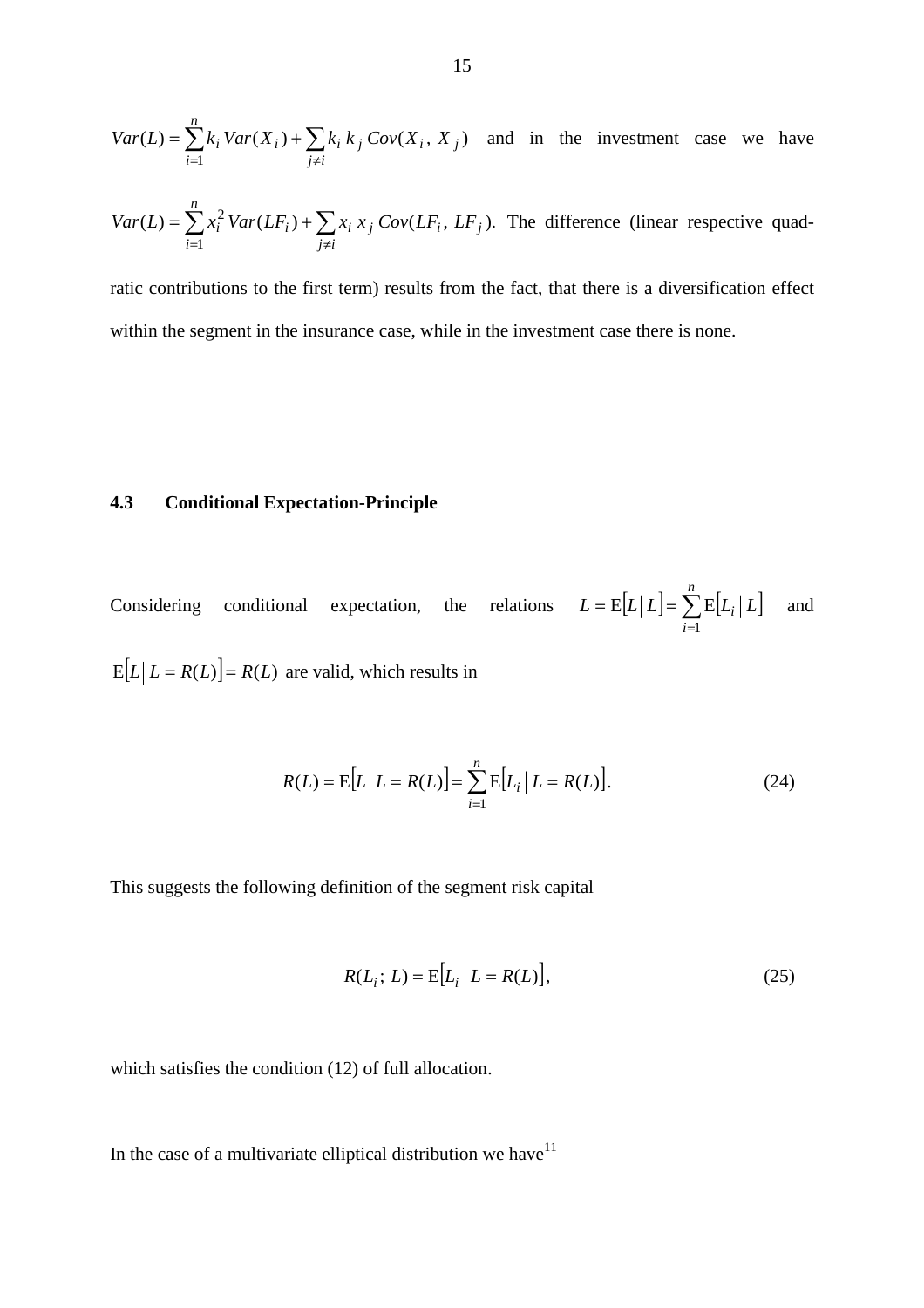$Var(L) = \sum_{i=1}^{n} k_i \, Var(X_i) + \sum_{j \neq i} k_i \, k_j \, Cov(X_i, \, X_j)$ and in the investment case we have $Var(L) = \sum_{i=1}^{n} x_i^2 \, Var(LF_i) + \sum_{j \neq i} x_i \, x_j \, Cov(LF_i, \, LF_j)$. The difference (linear respective quadratic contributions to the first term) results from the fact, that there is a diversification effect within the segment in the insurance case, while in the investment case there is none.

### 4.3 Conditional Expectation-Principle

Considering conditional expectation, the relations $L = \mathrm{E}[L \mid L] = \sum_{i=1}^{n} \mathrm{E}[L_i \mid L]$ and $\mathrm{E}[L \mid L = R(L)] = R(L)$ are valid, which results in

$$R(L) = \mathrm{E}[L \mid L = R(L)] = \sum_{i=1}^{n} \mathrm{E}[L_i \mid L = R(L)]. \tag{24}$$

This suggests the following definition of the segment risk capital

$$R(L_i \, ; \, L) = \mathrm{E}[L_i \mid L = R(L)], \tag{25}$$

which satisfies the condition (12) of full allocation.

In the case of a multivariate elliptical distribution we have[11]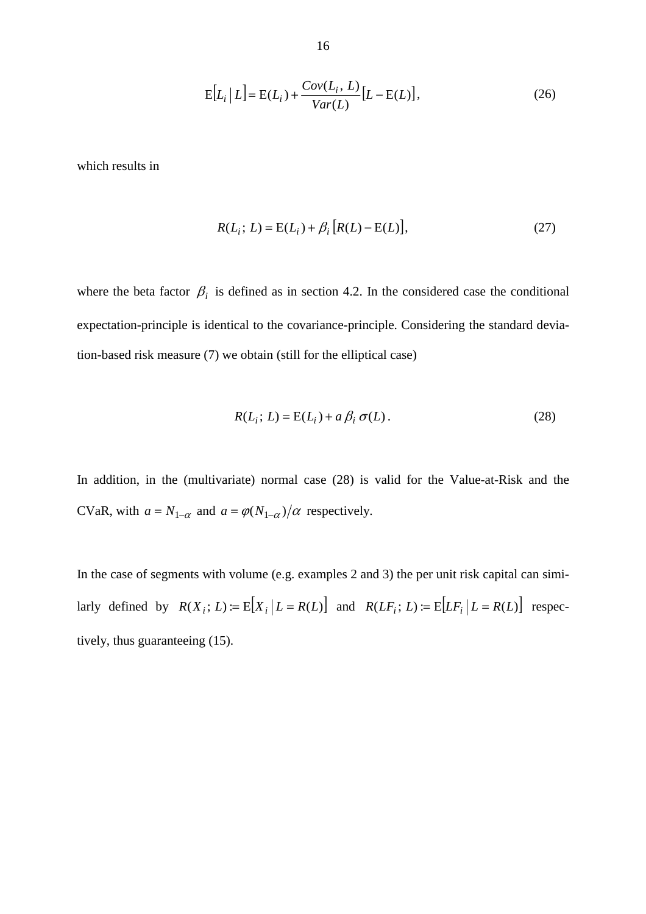$$\mathrm{E}\left[L_i \mid L\right] = \mathrm{E}(L_i) + \frac{Cov(L_i,\, L)}{Var(L)}\left[L - \mathrm{E}(L)\right], \tag{26}$$

which results in

$$R(L_i;\, L) = \mathrm{E}(L_i) + \beta_i \left[R(L) - \mathrm{E}(L)\right], \tag{27}$$

where the beta factor $\beta_i$ is defined as in section 4.2. In the considered case the conditional expectation-principle is identical to the covariance-principle. Considering the standard deviation-based risk measure (7) we obtain (still for the elliptical case)

$$R(L_i;\, L) = \mathrm{E}(L_i) + a\, \beta_i\, \sigma(L)\,. \tag{28}$$

In addition, in the (multivariate) normal case (28) is valid for the Value-at-Risk and the CVaR, with $a = N_{1-\alpha}$ and $a = \varphi(N_{1-\alpha})/\alpha$ respectively.

In the case of segments with volume (e.g. examples 2 and 3) the per unit risk capital can similarly defined by $R(X_i;\, L) := \mathrm{E}\left[X_i \mid L = R(L)\right]$ and $R(LF_i;\, L) := \mathrm{E}\left[LF_i \mid L = R(L)\right]$ respectively, thus guaranteeing (15).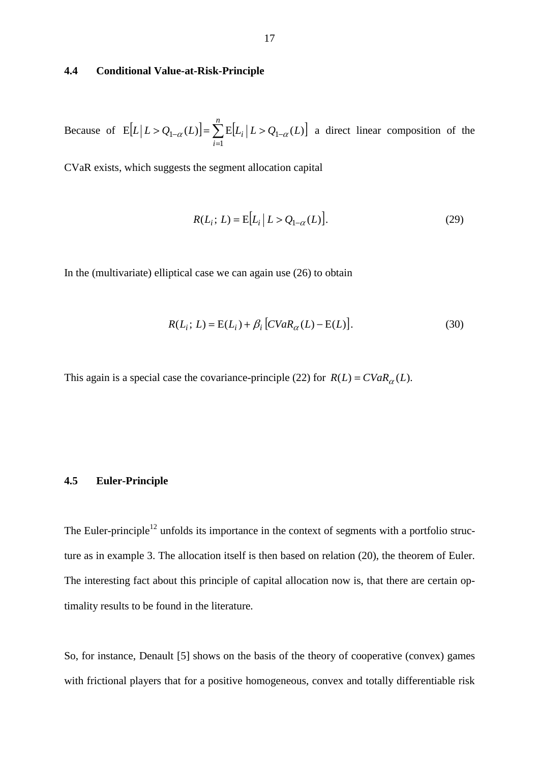### 4.4 Conditional Value-at-Risk-Principle

Because of $\mathrm{E}\left[L \,\middle|\, L > Q_{1-\alpha}(L)\right] = \sum_{i=1}^{n} \mathrm{E}\left[L_i \,\middle|\, L > Q_{1-\alpha}(L)\right]$ a direct linear composition of the CVaR exists, which suggests the segment allocation capital

$$R(L_i;\, L) = \mathrm{E}\left[L_i \,\middle|\, L > Q_{1-\alpha}(L)\right]. \tag{29}$$

In the (multivariate) elliptical case we can again use (26) to obtain

$$R(L_i;\, L) = \mathrm{E}(L_i) + \beta_i \left[CVaR_\alpha(L) - \mathrm{E}(L)\right]. \tag{30}$$

This again is a special case the covariance-principle (22) for $R(L) = CVaR_\alpha(L)$.

### 4.5 Euler-Principle

The Euler-principle[12] unfolds its importance in the context of segments with a portfolio structure as in example 3. The allocation itself is then based on relation (20), the theorem of Euler. The interesting fact about this principle of capital allocation now is, that there are certain optimality results to be found in the literature.

So, for instance, Denault [5] shows on the basis of the theory of cooperative (convex) games with frictional players that for a positive homogeneous, convex and totally differentiable risk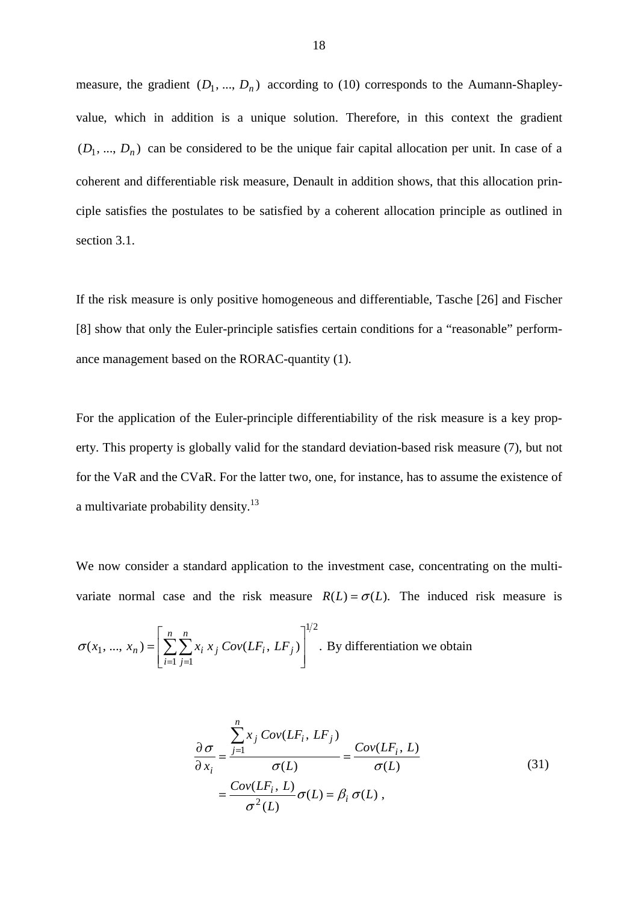measure, the gradient $(D_1, ..., D_n)$ according to (10) corresponds to the Aumann-Shapley-value, which in addition is a unique solution. Therefore, in this context the gradient $(D_1, ..., D_n)$ can be considered to be the unique fair capital allocation per unit. In case of a coherent and differentiable risk measure, Denault in addition shows, that this allocation principle satisfies the postulates to be satisfied by a coherent allocation principle as outlined in section 3.1.

If the risk measure is only positive homogeneous and differentiable, Tasche [26] and Fischer [8] show that only the Euler-principle satisfies certain conditions for a "reasonable" performance management based on the RORAC-quantity (1).

For the application of the Euler-principle differentiability of the risk measure is a key property. This property is globally valid for the standard deviation-based risk measure (7), but not for the VaR and the CVaR. For the latter two, one, for instance, has to assume the existence of a multivariate probability density.[13]

We now consider a standard application to the investment case, concentrating on the multivariate normal case and the risk measure $R(L) = \sigma(L)$. The induced risk measure is $\sigma(x_1, ..., x_n) = \left[ \sum_{i=1}^{n} \sum_{j=1}^{n} x_i \, x_j \, Cov(LF_i, LF_j) \right]^{1/2}$. By differentiation we obtain

$$
\begin{aligned}
\frac{\partial \sigma}{\partial x_i} &= \frac{\sum_{j=1}^{n} x_j \, Cov(LF_i, LF_j)}{\sigma(L)} = \frac{Cov(LF_i, L)}{\sigma(L)} \\
&= \frac{Cov(LF_i, L)}{\sigma^2(L)} \sigma(L) = \beta_i \, \sigma(L) \, ,
\end{aligned}
\tag{31}
$$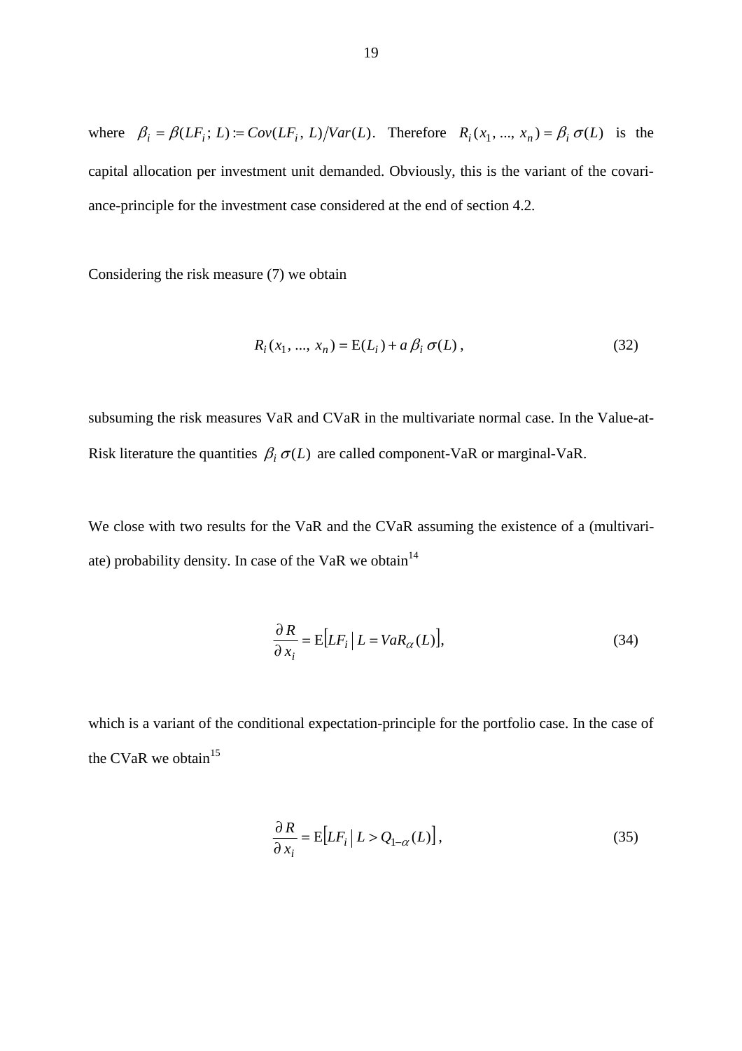where $\beta_i = \beta(LF_i; L) := Cov(LF_i, L)/Var(L)$. Therefore $R_i(x_1, ..., x_n) = \beta_i \, \sigma(L)$ is the capital allocation per investment unit demanded. Obviously, this is the variant of the covariance-principle for the investment case considered at the end of section 4.2.

Considering the risk measure (7) we obtain

$$R_i(x_1, ..., x_n) = \mathrm{E}(L_i) + a \, \beta_i \, \sigma(L) \, , \tag{32}$$

subsuming the risk measures VaR and CVaR in the multivariate normal case. In the Value-at-Risk literature the quantities $\beta_i \, \sigma(L)$ are called component-VaR or marginal-VaR.

We close with two results for the VaR and the CVaR assuming the existence of a (multivariate) probability density. In case of the VaR we obtain[14]

$$\frac{\partial R}{\partial x_i} = \mathrm{E}\left[LF_i \,\middle|\, L = VaR_\alpha(L)\right], \tag{34}$$

which is a variant of the conditional expectation-principle for the portfolio case. In the case of the CVaR we obtain[15]

$$\frac{\partial R}{\partial x_i} = \mathrm{E}\left[LF_i \,\middle|\, L > Q_{1-\alpha}(L)\right], \tag{35}$$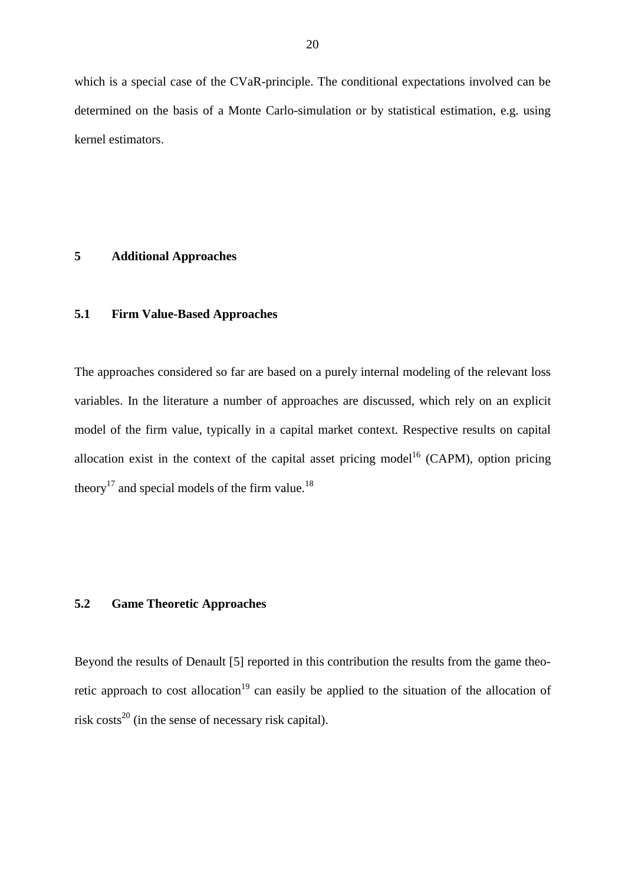which is a special case of the CVaR-principle. The conditional expectations involved can be determined on the basis of a Monte Carlo-simulation or by statistical estimation, e.g. using kernel estimators.

# 5 Additional Approaches

## 5.1 Firm Value-Based Approaches

The approaches considered so far are based on a purely internal modeling of the relevant loss variables. In the literature a number of approaches are discussed, which rely on an explicit model of the firm value, typically in a capital market context. Respective results on capital allocation exist in the context of the capital asset pricing model[16] (CAPM), option pricing theory[17] and special models of the firm value.[18]

## 5.2 Game Theoretic Approaches

Beyond the results of Denault [5] reported in this contribution the results from the game theoretic approach to cost allocation[19] can easily be applied to the situation of the allocation of risk costs[20] (in the sense of necessary risk capital).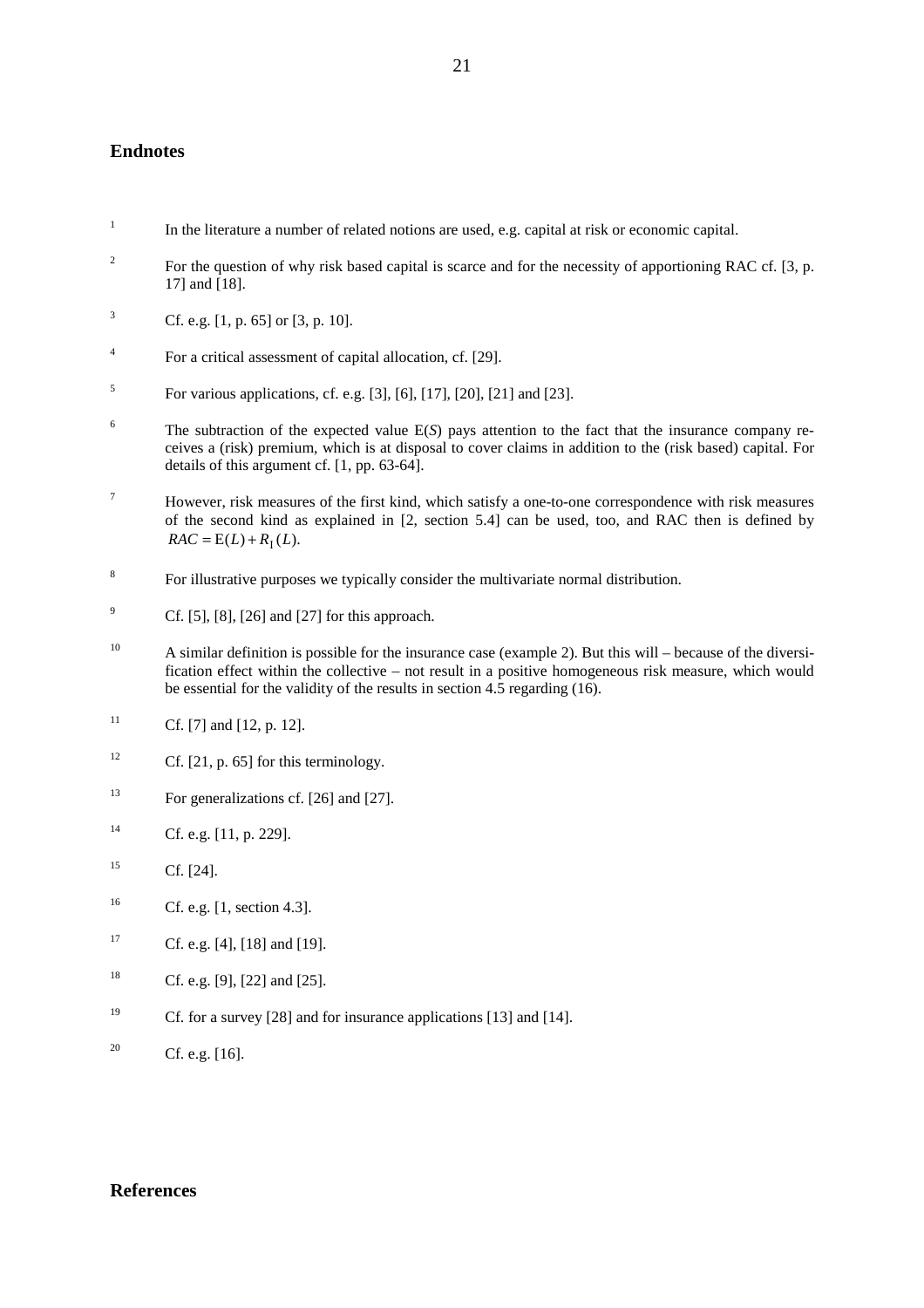## Endnotes

1. In the literature a number of related notions are used, e.g. capital at risk or economic capital.

2. For the question of why risk based capital is scarce and for the necessity of apportioning RAC cf. [3, p. 17] and [18].

3. Cf. e.g. [1, p. 65] or [3, p. 10].

4. For a critical assessment of capital allocation, cf. [29].

5. For various applications, cf. e.g. [3], [6], [17], [20], [21] and [23].

6. The subtraction of the expected value E($S$) pays attention to the fact that the insurance company receives a (risk) premium, which is at disposal to cover claims in addition to the (risk based) capital. For details of this argument cf. [1, pp. 63-64].

7. However, risk measures of the first kind, which satisfy a one-to-one correspondence with risk measures of the second kind as explained in [2, section 5.4] can be used, too, and RAC then is defined by $RAC = \mathrm{E}(L) + R_{\mathrm{I}}(L)$.

8. For illustrative purposes we typically consider the multivariate normal distribution.

9. Cf. [5], [8], [26] and [27] for this approach.

10. A similar definition is possible for the insurance case (example 2). But this will – because of the diversification effect within the collective – not result in a positive homogeneous risk measure, which would be essential for the validity of the results in section 4.5 regarding (16).

11. Cf. [7] and [12, p. 12].

12. Cf. [21, p. 65] for this terminology.

13. For generalizations cf. [26] and [27].

14. Cf. e.g. [11, p. 229].

15. Cf. [24].

16. Cf. e.g. [1, section 4.3].

17. Cf. e.g. [4], [18] and [19].

18. Cf. e.g. [9], [22] and [25].

19. Cf. for a survey [28] and for insurance applications [13] and [14].

20. Cf. e.g. [16].

## References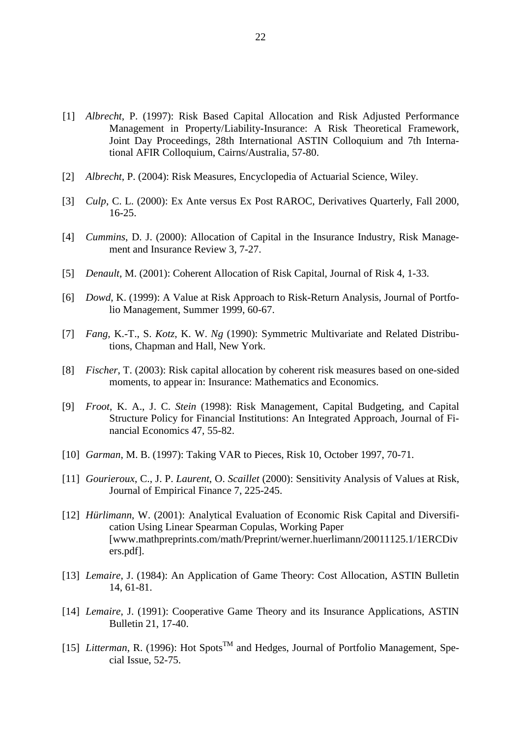[1] *Albrecht*, P. (1997): Risk Based Capital Allocation and Risk Adjusted Performance Management in Property/Liability-Insurance: A Risk Theoretical Framework, Joint Day Proceedings, 28th International ASTIN Colloquium and 7th International AFIR Colloquium, Cairns/Australia, 57-80.

[2] *Albrecht*, P. (2004): Risk Measures, Encyclopedia of Actuarial Science, Wiley.

[3] *Culp*, C. L. (2000): Ex Ante versus Ex Post RAROC, Derivatives Quarterly, Fall 2000, 16-25.

[4] *Cummins*, D. J. (2000): Allocation of Capital in the Insurance Industry, Risk Management and Insurance Review 3, 7-27.

[5] *Denault*, M. (2001): Coherent Allocation of Risk Capital, Journal of Risk 4, 1-33.

[6] *Dowd*, K. (1999): A Value at Risk Approach to Risk-Return Analysis, Journal of Portfolio Management, Summer 1999, 60-67.

[7] *Fang*, K.-T., S. *Kotz*, K. W. *Ng* (1990): Symmetric Multivariate and Related Distributions, Chapman and Hall, New York.

[8] *Fischer*, T. (2003): Risk capital allocation by coherent risk measures based on one-sided moments, to appear in: Insurance: Mathematics and Economics.

[9] *Froot*, K. A., J. C. *Stein* (1998): Risk Management, Capital Budgeting, and Capital Structure Policy for Financial Institutions: An Integrated Approach, Journal of Financial Economics 47, 55-82.

[10] *Garman*, M. B. (1997): Taking VAR to Pieces, Risk 10, October 1997, 70-71.

[11] *Gourieroux*, C., J. P. *Laurent*, O. *Scaillet* (2000): Sensitivity Analysis of Values at Risk, Journal of Empirical Finance 7, 225-245.

[12] *Hürlimann*, W. (2001): Analytical Evaluation of Economic Risk Capital and Diversification Using Linear Spearman Copulas, Working Paper [www.mathpreprints.com/math/Preprint/werner.huerlimann/20011125.1/1ERCDivers.pdf].

[13] *Lemaire*, J. (1984): An Application of Game Theory: Cost Allocation, ASTIN Bulletin 14, 61-81.

[14] *Lemaire*, J. (1991): Cooperative Game Theory and its Insurance Applications, ASTIN Bulletin 21, 17-40.

[15] *Litterman*, R. (1996): Hot Spots™ and Hedges, Journal of Portfolio Management, Special Issue, 52-75.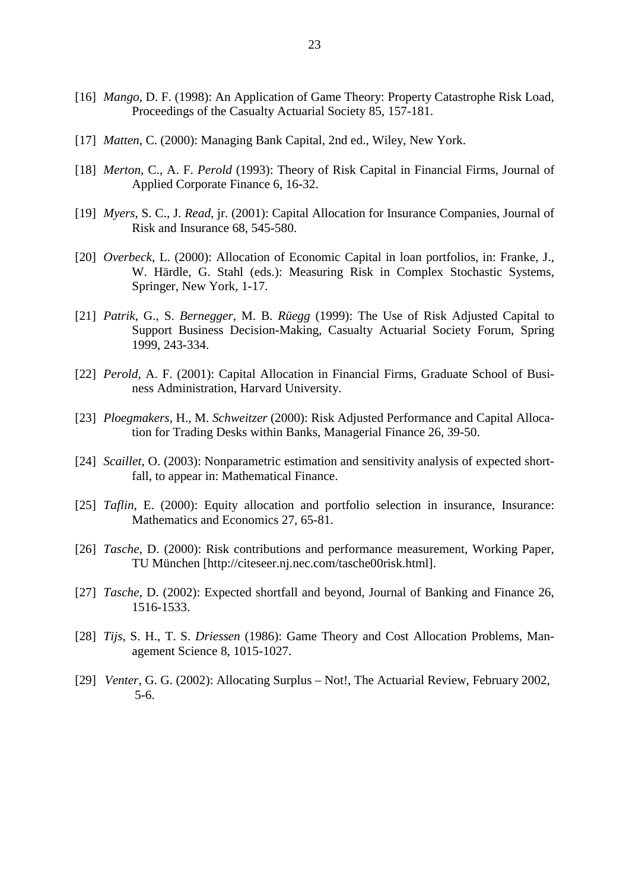[16] *Mango*, D. F. (1998): An Application of Game Theory: Property Catastrophe Risk Load, Proceedings of the Casualty Actuarial Society 85, 157-181.

[17] *Matten*, C. (2000): Managing Bank Capital, 2nd ed., Wiley, New York.

[18] *Merton*, C., A. F. *Perold* (1993): Theory of Risk Capital in Financial Firms, Journal of Applied Corporate Finance 6, 16-32.

[19] *Myers*, S. C., J. *Read*, jr. (2001): Capital Allocation for Insurance Companies, Journal of Risk and Insurance 68, 545-580.

[20] *Overbeck*, L. (2000): Allocation of Economic Capital in loan portfolios, in: Franke, J., W. Härdle, G. Stahl (eds.): Measuring Risk in Complex Stochastic Systems, Springer, New York, 1-17.

[21] *Patrik*, G., S. *Bernegger*, M. B. *Rüegg* (1999): The Use of Risk Adjusted Capital to Support Business Decision-Making, Casualty Actuarial Society Forum, Spring 1999, 243-334.

[22] *Perold*, A. F. (2001): Capital Allocation in Financial Firms, Graduate School of Business Administration, Harvard University.

[23] *Ploegmakers*, H., M. *Schweitzer* (2000): Risk Adjusted Performance and Capital Allocation for Trading Desks within Banks, Managerial Finance 26, 39-50.

[24] *Scaillet*, O. (2003): Nonparametric estimation and sensitivity analysis of expected shortfall, to appear in: Mathematical Finance.

[25] *Taflin*, E. (2000): Equity allocation and portfolio selection in insurance, Insurance: Mathematics and Economics 27, 65-81.

[26] *Tasche*, D. (2000): Risk contributions and performance measurement, Working Paper, TU München [http://citeseer.nj.nec.com/tasche00risk.html].

[27] *Tasche*, D. (2002): Expected shortfall and beyond, Journal of Banking and Finance 26, 1516-1533.

[28] *Tijs*, S. H., T. S. *Driessen* (1986): Game Theory and Cost Allocation Problems, Management Science 8, 1015-1027.

[29] *Venter*, G. G. (2002): Allocating Surplus – Not!, The Actuarial Review, February 2002, 5-6.